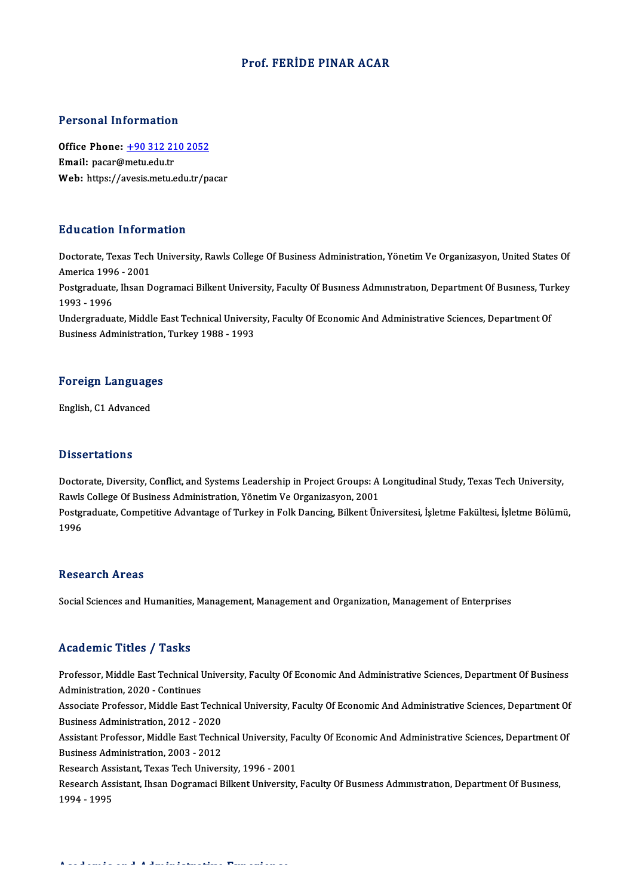# Prof. FERİDE PINAR ACAR

## Personal Information

**Office Phone:** +90 312 210 2052
**Email:** pacar@metu.edu.tr
**Web:** https://avesis.metu.edu.tr/pacar

## Education Information

Doctorate, Texas Tech University, Rawls College Of Business Administration, Yönetim Ve Organizasyon, United States Of America 1996 - 2001
Postgraduate, Ihsan Dogramaci Bilkent University, Faculty Of Busıness Admınıstratıon, Department Of Busıness, Turkey 1993 - 1996
Undergraduate, Middle East Technical University, Faculty Of Economic And Administrative Sciences, Department Of Business Administration, Turkey 1988 - 1993

## Foreign Languages

English, C1 Advanced

## Dissertations

Doctorate, Diversity, Conflict, and Systems Leadership in Project Groups: A Longitudinal Study, Texas Tech University, Rawls College Of Business Administration, Yönetim Ve Organizasyon, 2001
Postgraduate, Competitive Advantage of Turkey in Folk Dancing, Bilkent Üniversitesi, İşletme Fakültesi, İşletme Bölümü, 1996

## Research Areas

Social Sciences and Humanities, Management, Management and Organization, Management of Enterprises

## Academic Titles / Tasks

Professor, Middle East Technical University, Faculty Of Economic And Administrative Sciences, Department Of Business Administration, 2020 - Continues
Associate Professor, Middle East Technical University, Faculty Of Economic And Administrative Sciences, Department Of Business Administration, 2012 - 2020
Assistant Professor, Middle East Technical University, Faculty Of Economic And Administrative Sciences, Department Of Business Administration, 2003 - 2012
Research Assistant, Texas Tech University, 1996 - 2001
Research Assistant, Ihsan Dogramaci Bilkent University, Faculty Of Busıness Admınıstratıon, Department Of Busıness, 1994 - 1995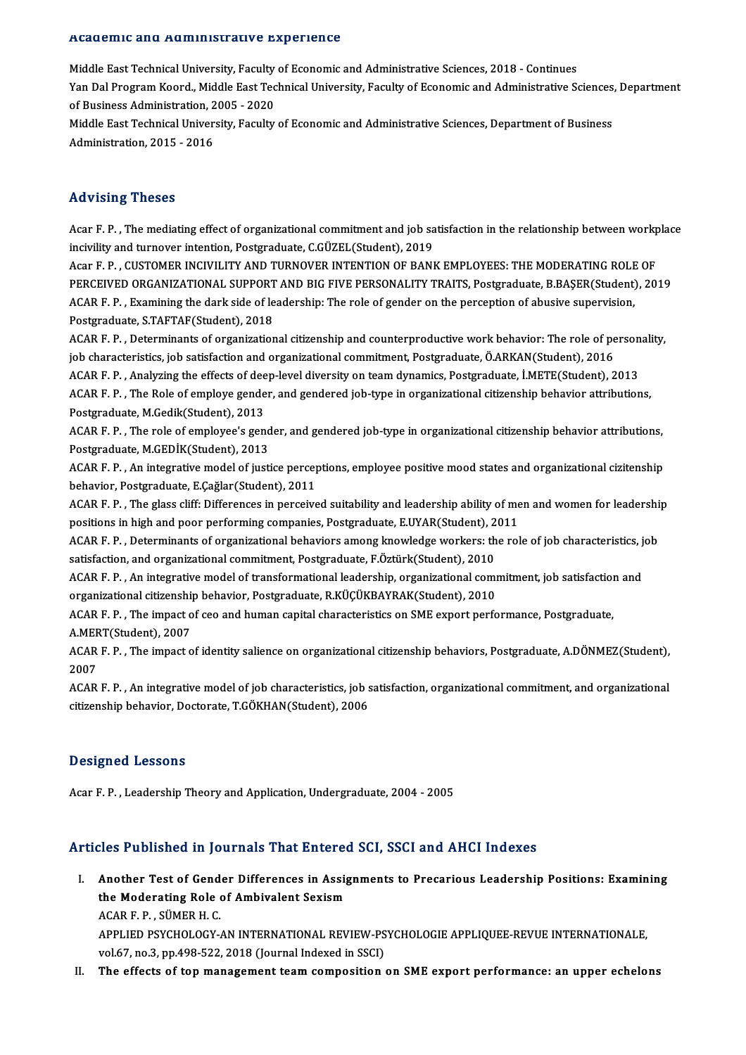## Academic and Administrative Experience

Middle East Technical University, Faculty of Economic and Administrative Sciences, 2018 - Continues

Yan Dal Program Koord., Middle East Technical University, Faculty of Economic and Administrative Sciences, Department of Business Administration, 2005 - 2020

Middle East Technical University, Faculty of Economic and Administrative Sciences, Department of Business Administration, 2015 - 2016

## Advising Theses

Acar F. P. , The mediating effect of organizational commitment and job satisfaction in the relationship between workplace incivility and turnover intention, Postgraduate, C.GÜZEL(Student), 2019

Acar F. P. , CUSTOMER INCIVILITY AND TURNOVER INTENTION OF BANK EMPLOYEES: THE MODERATING ROLE OF PERCEIVED ORGANIZATIONAL SUPPORT AND BIG FIVE PERSONALITY TRAITS, Postgraduate, B.BAŞER(Student), 2019

ACAR F. P. , Examining the dark side of leadership: The role of gender on the perception of abusive supervision, Postgraduate, S.TAFTAF(Student), 2018

ACAR F. P. , Determinants of organizational citizenship and counterproductive work behavior: The role of personality, job characteristics, job satisfaction and organizational commitment, Postgraduate, Ö.ARKAN(Student), 2016

ACAR F. P. , Analyzing the effects of deep-level diversity on team dynamics, Postgraduate, İ.METE(Student), 2013

ACAR F. P. , The Role of employe gender, and gendered job-type in organizational citizenship behavior attributions, Postgraduate, M.Gedik(Student), 2013

ACAR F. P. , The role of employee's gender, and gendered job-type in organizational citizenship behavior attributions, Postgraduate, M.GEDİK(Student), 2013

ACAR F. P. , An integrative model of justice perceptions, employee positive mood states and organizational cizitenship behavior, Postgraduate, E.Çağlar(Student), 2011

ACAR F. P. , The glass cliff: Differences in perceived suitability and leadership ability of men and women for leadership positions in high and poor performing companies, Postgraduate, E.UYAR(Student), 2011

ACAR F. P. , Determinants of organizational behaviors among knowledge workers: the role of job characteristics, job satisfaction, and organizational commitment, Postgraduate, F.Öztürk(Student), 2010

ACAR F. P. , An integrative model of transformational leadership, organizational commitment, job satisfaction and organizational citizenship behavior, Postgraduate, R.KÜÇÜKBAYRAK(Student), 2010

ACAR F. P. , The impact of ceo and human capital characteristics on SME export performance, Postgraduate, A.MERT(Student), 2007

ACAR F. P. , The impact of identity salience on organizational citizenship behaviors, Postgraduate, A.DÖNMEZ(Student), 2007

ACAR F. P. , An integrative model of job characteristics, job satisfaction, organizational commitment, and organizational citizenship behavior, Doctorate, T.GÖKHAN(Student), 2006

## Designed Lessons

Acar F. P. , Leadership Theory and Application, Undergraduate, 2004 - 2005

## Articles Published in Journals That Entered SCI, SSCI and AHCI Indexes

I. **Another Test of Gender Differences in Assignments to Precarious Leadership Positions: Examining the Moderating Role of Ambivalent Sexism**
   ACAR F. P. , SÜMER H. C.
   APPLIED PSYCHOLOGY-AN INTERNATIONAL REVIEW-PSYCHOLOGIE APPLIQUEE-REVUE INTERNATIONALE, vol.67, no.3, pp.498-522, 2018 (Journal Indexed in SSCI)

II. **The effects of top management team composition on SME export performance: an upper echelons**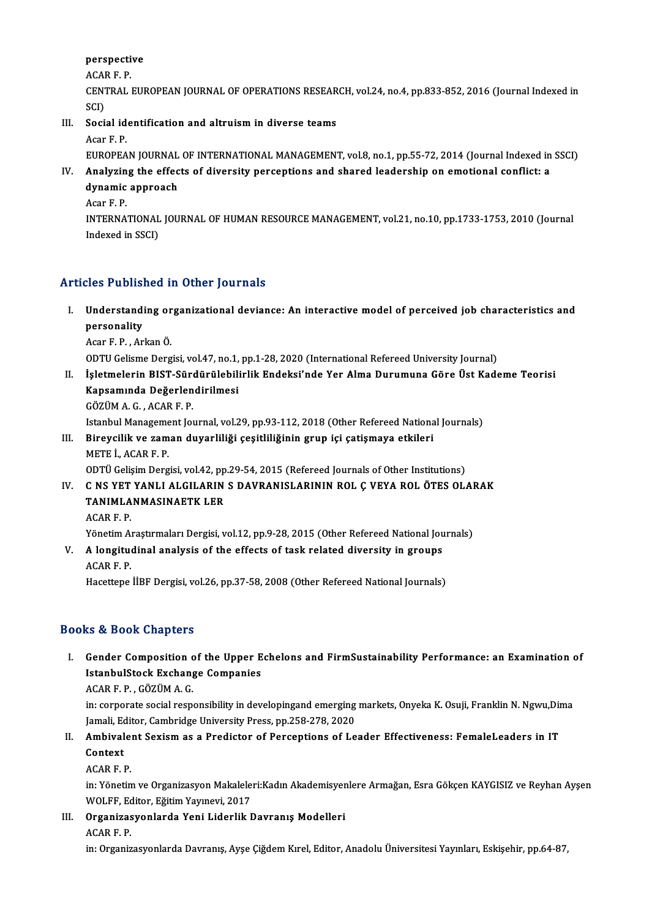perspective
ACAR F. P.
CENTRAL EUROPEAN JOURNAL OF OPERATIONS RESEARCH, vol.24, no.4, pp.833-852, 2016 (Journal Indexed in SCI)

III. **Social identification and altruism in diverse teams**
Acar F. P.
EUROPEAN JOURNAL OF INTERNATIONAL MANAGEMENT, vol.8, no.1, pp.55-72, 2014 (Journal Indexed in SSCI)

IV. **Analyzing the effects of diversity perceptions and shared leadership on emotional conflict: a dynamic approach**
Acar F. P.
INTERNATIONAL JOURNAL OF HUMAN RESOURCE MANAGEMENT, vol.21, no.10, pp.1733-1753, 2010 (Journal Indexed in SSCI)

## Articles Published in Other Journals

I. **Understanding organizational deviance: An interactive model of perceived job characteristics and personality**
Acar F. P., Arkan Ö.
ODTU Gelisme Dergisi, vol.47, no.1, pp.1-28, 2020 (International Refereed University Journal)

II. **İşletmelerin BIST-Sürdürülebilirlik Endeksi'nde Yer Alma Durumuna Göre Üst Kademe Teorisi Kapsamında Değerlendirilmesi**
GÖZÜM A. G., ACAR F. P.
Istanbul Management Journal, vol.29, pp.93-112, 2018 (Other Refereed National Journals)

III. **Bireycilik ve zaman duyarliliği çeşitliliğinin grup içi çatişmaya etkileri**
METE İ., ACAR F. P.
ODTÜ Gelişim Dergisi, vol.42, pp.29-54, 2015 (Refereed Journals of Other Institutions)

IV. **C NS YET YANLI ALGILARIN S DAVRANISLARININ ROL Ç VEYA ROL ÖTES OLARAK TANIMLANMASINAETK LER**
ACAR F. P.
Yönetim Araştırmaları Dergisi, vol.12, pp.9-28, 2015 (Other Refereed National Journals)

V. **A longitudinal analysis of the effects of task related diversity in groups**
ACAR F. P.
Hacettepe İİBF Dergisi, vol.26, pp.37-58, 2008 (Other Refereed National Journals)

## Books & Book Chapters

I. **Gender Composition of the Upper Echelons and FirmSustainability Performance: an Examination of IstanbulStock Exchange Companies**
ACAR F. P., GÖZÜM A. G.
in: corporate social responsibility in developingand emerging markets, Onyeka K. Osuji, Franklin N. Ngwu,Dima Jamali, Editor, Cambridge University Press, pp.258-278, 2020

II. **Ambivalent Sexism as a Predictor of Perceptions of Leader Effectiveness: FemaleLeaders in IT Context**
ACAR F. P.
in: Yönetim ve Organizasyon Makaleleri:Kadın Akademisyenlere Armağan, Esra Gökçen KAYGISIZ ve Reyhan Ayşen WOLFF, Editor, Eğitim Yayınevi, 2017

III. **Organizasyonlarda Yeni Liderlik Davranış Modelleri**
ACAR F. P.
in: Organizasyonlarda Davranış, Ayşe Çiğdem Kırel, Editor, Anadolu Üniversitesi Yayınları, Eskişehir, pp.64-87,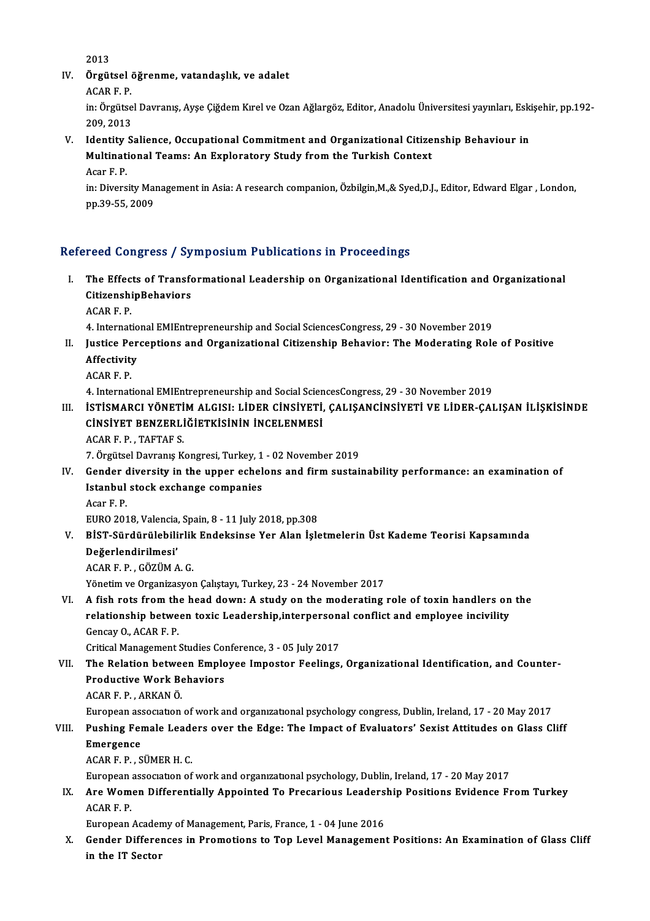2013

IV. **Örgütsel öğrenme, vatandaşlık, ve adalet**
ACAR F. P.
in: Örgütsel Davranış, Ayşe Çiğdem Kırel ve Ozan Ağlargöz, Editor, Anadolu Üniversitesi yayınları, Eskişehir, pp.192-209, 2013

V. **Identity Salience, Occupational Commitment and Organizational Citizenship Behaviour in Multinational Teams: An Exploratory Study from the Turkish Context**
Acar F. P.
in: Diversity Management in Asia: A research companion, Özbilgin,M.,& Syed,D.J., Editor, Edward Elgar , London, pp.39-55, 2009

## Refereed Congress / Symposium Publications in Proceedings

I. **The Effects of Transformational Leadership on Organizational Identification and Organizational CitizenshipBehaviors**
ACAR F. P.
4. International EMIEntrepreneurship and Social SciencesCongress, 29 - 30 November 2019

II. **Justice Perceptions and Organizational Citizenship Behavior: The Moderating Role of Positive Affectivity**
ACAR F. P.
4. International EMIEntrepreneurship and Social SciencesCongress, 29 - 30 November 2019

III. **İSTİSMARCI YÖNETİM ALGISI: LİDER CİNSİYETİ, ÇALIŞANCİNSİYETİ VE LİDER-ÇALIŞAN İLİŞKİSİNDE CİNSİYET BENZERLİĞİETKİSİNİN İNCELENMESİ**
ACAR F. P. , TAFTAF S.
7. Örgütsel Davranış Kongresi, Turkey, 1 - 02 November 2019

IV. **Gender diversity in the upper echelons and firm sustainability performance: an examination of Istanbul stock exchange companies**
Acar F. P.
EURO 2018, Valencia, Spain, 8 - 11 July 2018, pp.308

V. **BİST-Sürdürülebilirlik Endeksinse Yer Alan İşletmelerin Üst Kademe Teorisi Kapsamında Değerlendirilmesi'**
ACAR F. P. , GÖZÜM A. G.
Yönetim ve Organizasyon Çalıştayı, Turkey, 23 - 24 November 2017

VI. **A fish rots from the head down: A study on the moderating role of toxin handlers on the relationship between toxic Leadership,interpersonal conflict and employee incivility**
Gencay O., ACAR F. P.
Critical Management Studies Conference, 3 - 05 July 2017

VII. **The Relation between Employee Impostor Feelings, Organizational Identification, and Counter-Productive Work Behaviors**
ACAR F. P. , ARKAN Ö.
European association of work and organizational psychology congress, Dublin, Ireland, 17 - 20 May 2017

VIII. **Pushing Female Leaders over the Edge: The Impact of Evaluators' Sexist Attitudes on Glass Cliff Emergence**
ACAR F. P. , SÜMER H. C.
European association of work and organizational psychology, Dublin, Ireland, 17 - 20 May 2017

IX. **Are Women Differentially Appointed To Precarious Leadership Positions Evidence From Turkey**
ACAR F. P.
European Academy of Management, Paris, France, 1 - 04 June 2016

X. **Gender Differences in Promotions to Top Level Management Positions: An Examination of Glass Cliff in the IT Sector**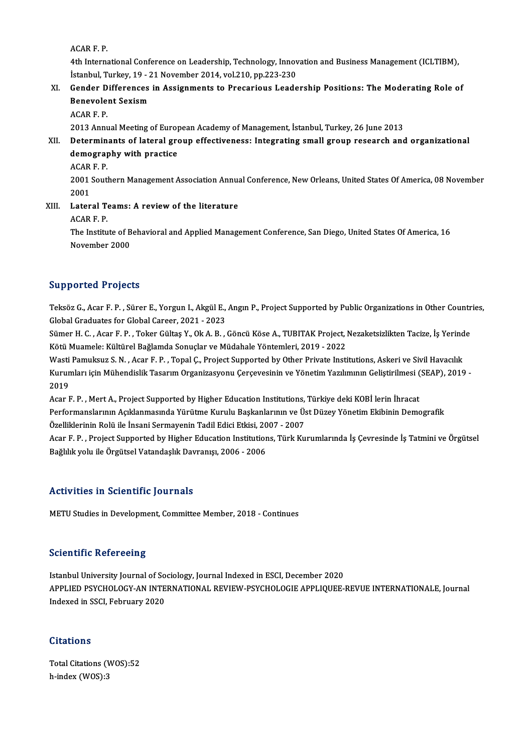ACAR F. P.
4th International Conference on Leadership, Technology, Innovation and Business Management (ICLTIBM), İstanbul, Turkey, 19 - 21 November 2014, vol.210, pp.223-230

XI. **Gender Differences in Assignments to Precarious Leadership Positions: The Moderating Role of Benevolent Sexism**
ACAR F. P.
2013 Annual Meeting of European Academy of Management, İstanbul, Turkey, 26 June 2013

XII. **Determinants of lateral group effectiveness: Integrating small group research and organizational demography with practice**
ACAR F. P.
2001 Southern Management Association Annual Conference, New Orleans, United States Of America, 08 November 2001

XIII. **Lateral Teams: A review of the literature**
ACAR F. P.
The Institute of Behavioral and Applied Management Conference, San Diego, United States Of America, 16 November 2000

## Supported Projects

Teksöz G., Acar F. P. , Sürer E., Yorgun I., Akgül E., Angın P., Project Supported by Public Organizations in Other Countries, Global Graduates for Global Career, 2021 - 2023

Sümer H. C. , Acar F. P. , Toker Gültaş Y., Ok A. B. , Göncü Köse A., TUBITAK Project, Nezaketsizlikten Tacize, İş Yerinde Kötü Muamele: Kültürel Bağlamda Sonuçlar ve Müdahale Yöntemleri, 2019 - 2022

Wasti Pamuksuz S. N. , Acar F. P. , Topal Ç., Project Supported by Other Private Institutions, Askeri ve Sivil Havacılık Kurumları için Mühendislik Tasarım Organizasyonu Çerçevesinin ve Yönetim Yazılımının Geliştirilmesi (SEAP), 2019 - 2019

Acar F. P. , Mert A., Project Supported by Higher Education Institutions, Türkiye deki KOBİ lerin İhracat Performanslarının Açıklanmasında Yürütme Kurulu Başkanlarının ve Üst Düzey Yönetim Ekibinin Demografik Özelliklerinin Rolü ile İnsani Sermayenin Tadil Edici Etkisi, 2007 - 2007

Acar F. P. , Project Supported by Higher Education Institutions, Türk Kurumlarında İş Çevresinde İş Tatmini ve Örgütsel Bağlılık yolu ile Örgütsel Vatandaşlık Davranışı, 2006 - 2006

## Activities in Scientific Journals

METU Studies in Development, Committee Member, 2018 - Continues

## Scientific Refereeing

Istanbul University Journal of Sociology, Journal Indexed in ESCI, December 2020

APPLIED PSYCHOLOGY-AN INTERNATIONAL REVIEW-PSYCHOLOGIE APPLIQUEE-REVUE INTERNATIONALE, Journal Indexed in SSCI, February 2020

## Citations

Total Citations (WOS):52
h-index (WOS):3